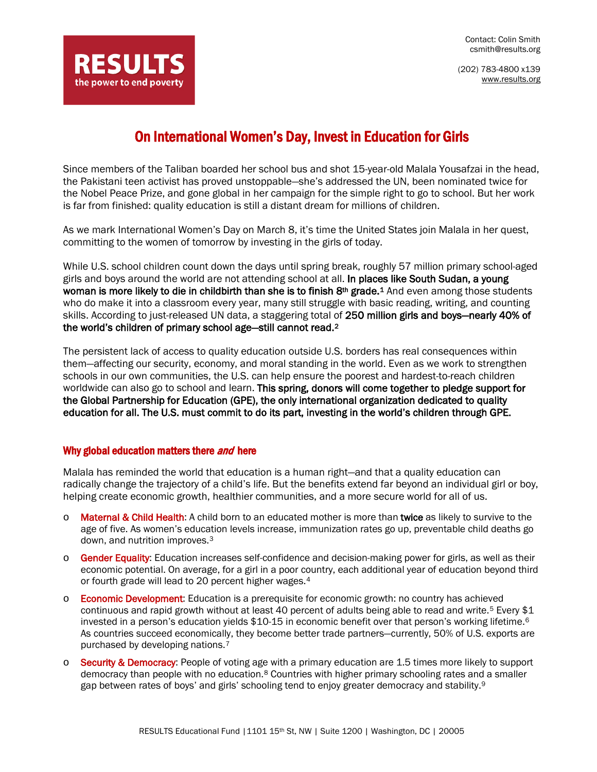**RESULTS**
the power to end poverty

Contact: Colin Smith
csmith@results.org

(202) 783-4800 x139
www.results.org

# On International Women's Day, Invest in Education for Girls

Since members of the Taliban boarded her school bus and shot 15-year-old Malala Yousafzai in the head, the Pakistani teen activist has proved unstoppable—she's addressed the UN, been nominated twice for the Nobel Peace Prize, and gone global in her campaign for the simple right to go to school. But her work is far from finished: quality education is still a distant dream for millions of children.

As we mark International Women's Day on March 8, it's time the United States join Malala in her quest, committing to the women of tomorrow by investing in the girls of today.

While U.S. school children count down the days until spring break, roughly 57 million primary school-aged girls and boys around the world are not attending school at all. **In places like South Sudan, a young woman is more likely to die in childbirth than she is to finish 8th grade.**[1] And even among those students who do make it into a classroom every year, many still struggle with basic reading, writing, and counting skills. According to just-released UN data, a staggering total of **250 million girls and boys—nearly 40% of the world's children of primary school age—still cannot read.**[2]

The persistent lack of access to quality education outside U.S. borders has real consequences within them—affecting our security, economy, and moral standing in the world. Even as we work to strengthen schools in our own communities, the U.S. can help ensure the poorest and hardest-to-reach children worldwide can also go to school and learn. **This spring, donors will come together to pledge support for the Global Partnership for Education (GPE), the only international organization dedicated to quality education for all. The U.S. must commit to do its part, investing in the world's children through GPE.**

## Why global education matters there *and* here

Malala has reminded the world that education is a human right—and that a quality education can radically change the trajectory of a child's life. But the benefits extend far beyond an individual girl or boy, helping create economic growth, healthier communities, and a more secure world for all of us.

- **Maternal & Child Health**: A child born to an educated mother is more than **twice** as likely to survive to the age of five. As women's education levels increase, immunization rates go up, preventable child deaths go down, and nutrition improves.[3]
- **Gender Equality**: Education increases self-confidence and decision-making power for girls, as well as their economic potential. On average, for a girl in a poor country, each additional year of education beyond third or fourth grade will lead to 20 percent higher wages.[4]
- **Economic Development**: Education is a prerequisite for economic growth: no country has achieved continuous and rapid growth without at least 40 percent of adults being able to read and write.[5] Every $1 invested in a person's education yields $10-15 in economic benefit over that person's working lifetime.[6] As countries succeed economically, they become better trade partners—currently, 50% of U.S. exports are purchased by developing nations.[7]
- **Security & Democracy**: People of voting age with a primary education are 1.5 times more likely to support democracy than people with no education.[8] Countries with higher primary schooling rates and a smaller gap between rates of boys' and girls' schooling tend to enjoy greater democracy and stability.[9]

RESULTS Educational Fund | 1101 15th St, NW | Suite 1200 | Washington, DC | 20005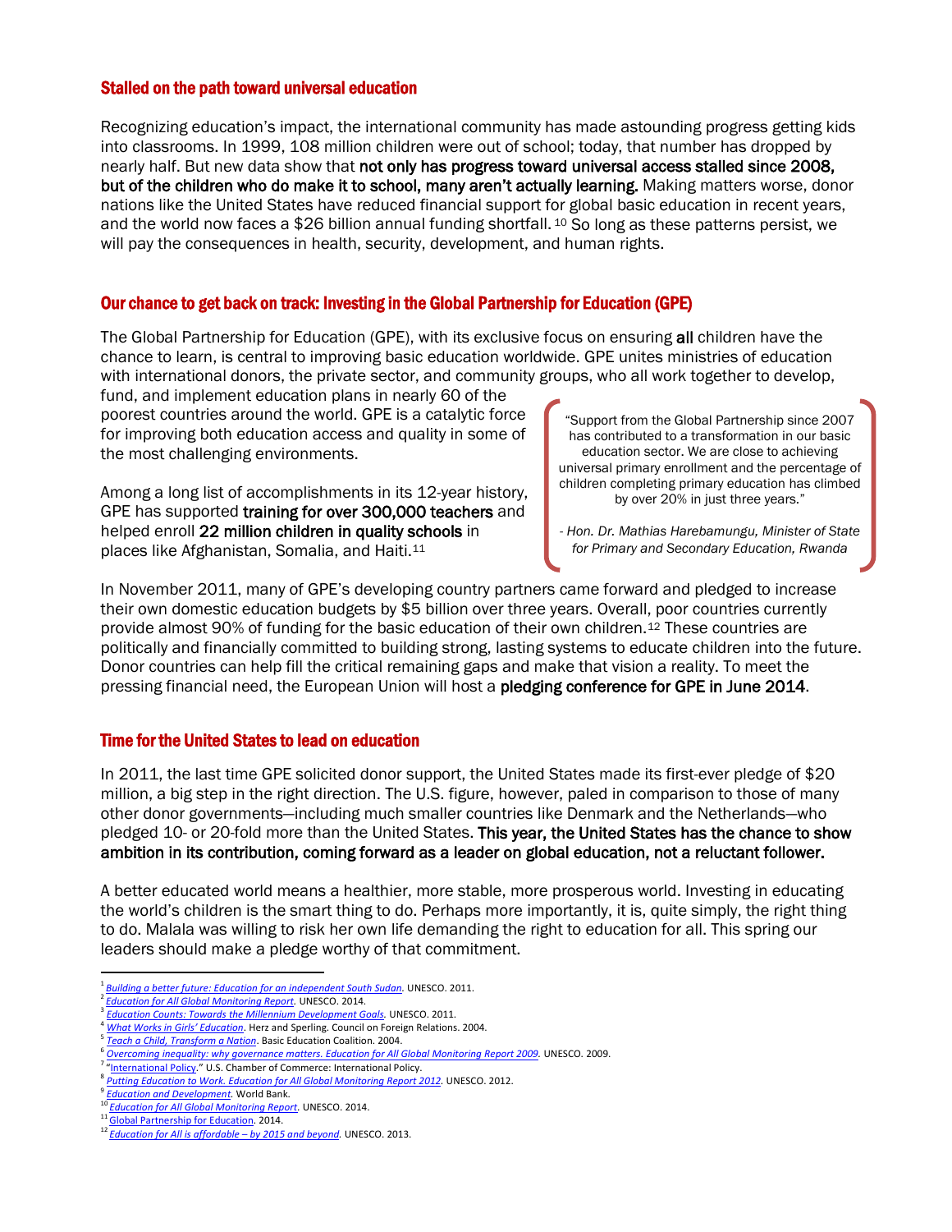## Stalled on the path toward universal education

Recognizing education's impact, the international community has made astounding progress getting kids into classrooms. In 1999, 108 million children were out of school; today, that number has dropped by nearly half. But new data show that **not only has progress toward universal access stalled since 2008, but of the children who do make it to school, many aren't actually learning.** Making matters worse, donor nations like the United States have reduced financial support for global basic education in recent years, and the world now faces a $26 billion annual funding shortfall.[10] So long as these patterns persist, we will pay the consequences in health, security, development, and human rights.

## Our chance to get back on track: Investing in the Global Partnership for Education (GPE)

The Global Partnership for Education (GPE), with its exclusive focus on ensuring **all** children have the chance to learn, is central to improving basic education worldwide. GPE unites ministries of education with international donors, the private sector, and community groups, who all work together to develop, fund, and implement education plans in nearly 60 of the poorest countries around the world. GPE is a catalytic force for improving both education access and quality in some of the most challenging environments.

Among a long list of accomplishments in its 12-year history, GPE has supported **training for over 300,000 teachers** and helped enroll **22 million children in quality schools** in places like Afghanistan, Somalia, and Haiti.[11]

> "Support from the Global Partnership since 2007 has contributed to a transformation in our basic education sector. We are close to achieving universal primary enrollment and the percentage of children completing primary education has climbed by over 20% in just three years."
>
> *- Hon. Dr. Mathias Harebamungu, Minister of State for Primary and Secondary Education, Rwanda*

In November 2011, many of GPE's developing country partners came forward and pledged to increase their own domestic education budgets by $5 billion over three years. Overall, poor countries currently provide almost 90% of funding for the basic education of their own children.[12] These countries are politically and financially committed to building strong, lasting systems to educate children into the future. Donor countries can help fill the critical remaining gaps and make that vision a reality. To meet the pressing financial need, the European Union will host a **pledging conference for GPE in June 2014**.

## Time for the United States to lead on education

In 2011, the last time GPE solicited donor support, the United States made its first-ever pledge of $20 million, a big step in the right direction. The U.S. figure, however, paled in comparison to those of many other donor governments—including much smaller countries like Denmark and the Netherlands—who pledged 10- or 20-fold more than the United States. **This year, the United States has the chance to show ambition in its contribution, coming forward as a leader on global education, not a reluctant follower.**

A better educated world means a healthier, more stable, more prosperous world. Investing in educating the world's children is the smart thing to do. Perhaps more importantly, it is, quite simply, the right thing to do. Malala was willing to risk her own life demanding the right to education for all. This spring our leaders should make a pledge worthy of that commitment.

---

[1] *Building a better future: Education for an independent South Sudan.* UNESCO. 2011.
[2] *Education for All Global Monitoring Report.* UNESCO. 2014.
[3] *Education Counts: Towards the Millennium Development Goals.* UNESCO. 2011.
[4] *What Works in Girls' Education*. Herz and Sperling. Council on Foreign Relations. 2004.
[5] *Teach a Child, Transform a Nation*. Basic Education Coalition. 2004.
[6] *Overcoming inequality: why governance matters. Education for All Global Monitoring Report 2009.* UNESCO. 2009.
[7] "International Policy." U.S. Chamber of Commerce: International Policy.
[8] *Putting Education to Work. Education for All Global Monitoring Report 2012.* UNESCO. 2012.
[9] *Education and Development.* World Bank.
[10] *Education for All Global Monitoring Report.* UNESCO. 2014.
[11] Global Partnership for Education. 2014.
[12] *Education for All is affordable – by 2015 and beyond.* UNESCO. 2013.